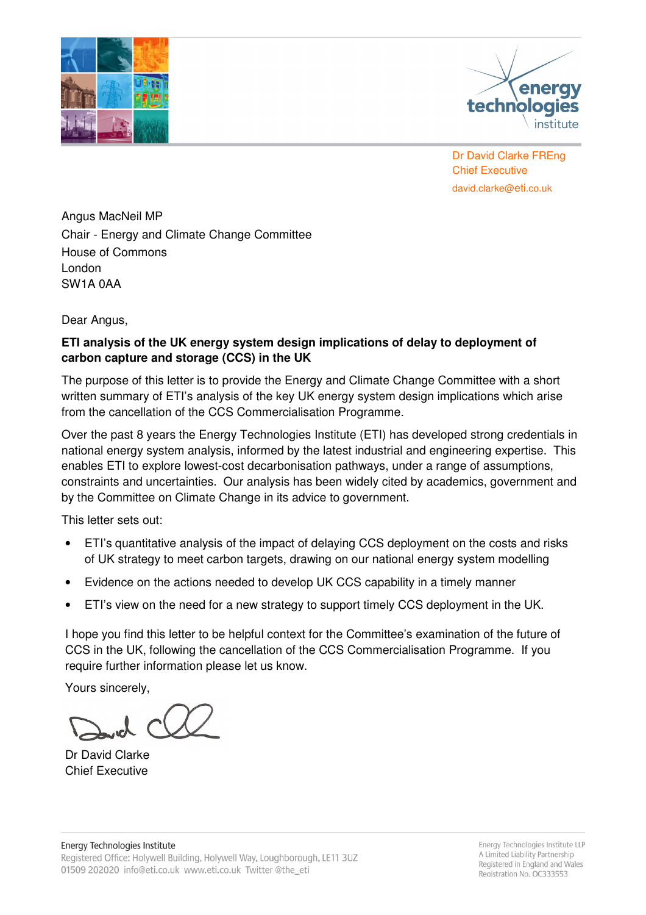Dr David Clarke FREng
Chief Executive
david.clarke@eti.co.uk

Angus MacNeil MP
Chair - Energy and Climate Change Committee
House of Commons
London
SW1A 0AA

Dear Angus,

**ETI analysis of the UK energy system design implications of delay to deployment of carbon capture and storage (CCS) in the UK**

The purpose of this letter is to provide the Energy and Climate Change Committee with a short written summary of ETI's analysis of the key UK energy system design implications which arise from the cancellation of the CCS Commercialisation Programme.

Over the past 8 years the Energy Technologies Institute (ETI) has developed strong credentials in national energy system analysis, informed by the latest industrial and engineering expertise. This enables ETI to explore lowest-cost decarbonisation pathways, under a range of assumptions, constraints and uncertainties. Our analysis has been widely cited by academics, government and by the Committee on Climate Change in its advice to government.

This letter sets out:

- ETI's quantitative analysis of the impact of delaying CCS deployment on the costs and risks of UK strategy to meet carbon targets, drawing on our national energy system modelling
- Evidence on the actions needed to develop UK CCS capability in a timely manner
- ETI's view on the need for a new strategy to support timely CCS deployment in the UK.

I hope you find this letter to be helpful context for the Committee's examination of the future of CCS in the UK, following the cancellation of the CCS Commercialisation Programme. If you require further information please let us know.

Yours sincerely,

Dr David Clarke
Chief Executive

Energy Technologies Institute
Registered Office: Holywell Building, Holywell Way, Loughborough, LE11 3UZ
01509 202020 info@eti.co.uk www.eti.co.uk Twitter @the_eti

Energy Technologies Institute LLP
A Limited Liability Partnership
Registered in England and Wales
Registration No. OC333553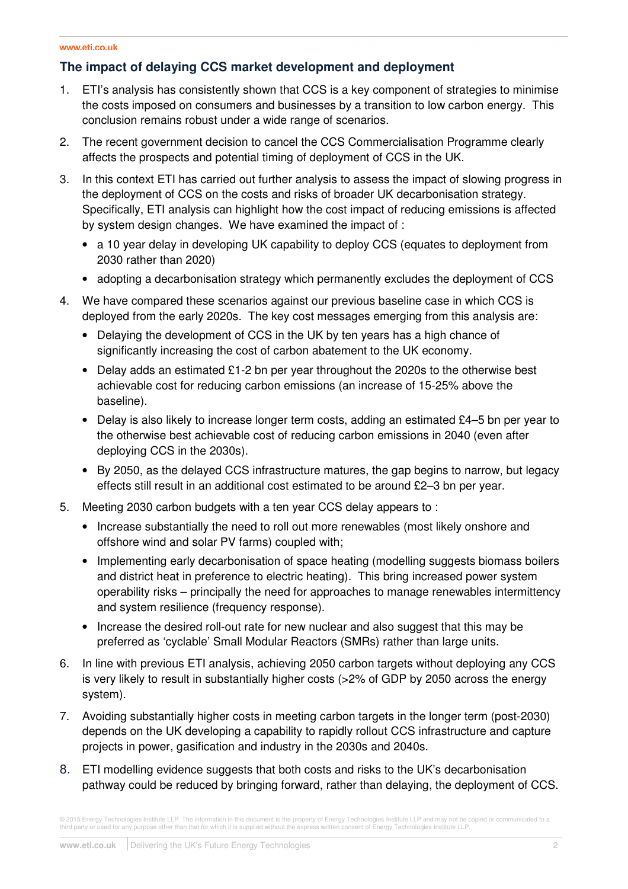## The impact of delaying CCS market development and deployment

1. ETI's analysis has consistently shown that CCS is a key component of strategies to minimise the costs imposed on consumers and businesses by a transition to low carbon energy. This conclusion remains robust under a wide range of scenarios.
2. The recent government decision to cancel the CCS Commercialisation Programme clearly affects the prospects and potential timing of deployment of CCS in the UK.
3. In this context ETI has carried out further analysis to assess the impact of slowing progress in the deployment of CCS on the costs and risks of broader UK decarbonisation strategy. Specifically, ETI analysis can highlight how the cost impact of reducing emissions is affected by system design changes. We have examined the impact of :
   - a 10 year delay in developing UK capability to deploy CCS (equates to deployment from 2030 rather than 2020)
   - adopting a decarbonisation strategy which permanently excludes the deployment of CCS
4. We have compared these scenarios against our previous baseline case in which CCS is deployed from the early 2020s. The key cost messages emerging from this analysis are:
   - Delaying the development of CCS in the UK by ten years has a high chance of significantly increasing the cost of carbon abatement to the UK economy.
   - Delay adds an estimated £1-2 bn per year throughout the 2020s to the otherwise best achievable cost for reducing carbon emissions (an increase of 15-25% above the baseline).
   - Delay is also likely to increase longer term costs, adding an estimated £4–5 bn per year to the otherwise best achievable cost of reducing carbon emissions in 2040 (even after deploying CCS in the 2030s).
   - By 2050, as the delayed CCS infrastructure matures, the gap begins to narrow, but legacy effects still result in an additional cost estimated to be around £2–3 bn per year.
5. Meeting 2030 carbon budgets with a ten year CCS delay appears to :
   - Increase substantially the need to roll out more renewables (most likely onshore and offshore wind and solar PV farms) coupled with;
   - Implementing early decarbonisation of space heating (modelling suggests biomass boilers and district heat in preference to electric heating). This bring increased power system operability risks – principally the need for approaches to manage renewables intermittency and system resilience (frequency response).
   - Increase the desired roll-out rate for new nuclear and also suggest that this may be preferred as 'cyclable' Small Modular Reactors (SMRs) rather than large units.
6. In line with previous ETI analysis, achieving 2050 carbon targets without deploying any CCS is very likely to result in substantially higher costs (>2% of GDP by 2050 across the energy system).
7. Avoiding substantially higher costs in meeting carbon targets in the longer term (post-2030) depends on the UK developing a capability to rapidly rollout CCS infrastructure and capture projects in power, gasification and industry in the 2030s and 2040s.
8. ETI modelling evidence suggests that both costs and risks to the UK's decarbonisation pathway could be reduced by bringing forward, rather than delaying, the deployment of CCS.

© 2015 Energy Technologies Institute LLP. The information in this document is the property of Energy Technologies Institute LLP and may not be copied or communicated to a third party or used for any purpose other than that for which it is supplied without the express written consent of Energy Technologies Institute LLP.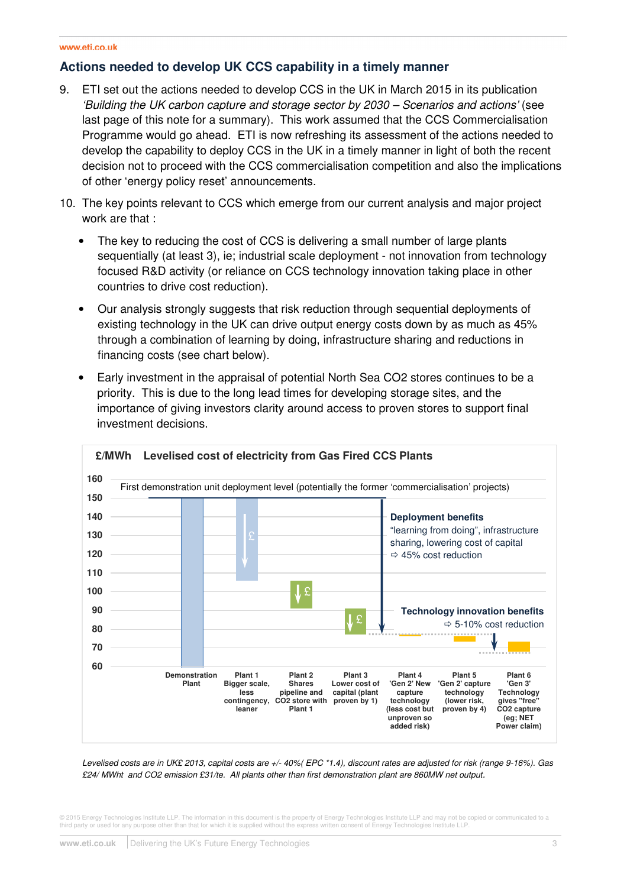## Actions needed to develop UK CCS capability in a timely manner

9. ETI set out the actions needed to develop CCS in the UK in March 2015 in its publication *'Building the UK carbon capture and storage sector by 2030 – Scenarios and actions'* (see last page of this note for a summary). This work assumed that the CCS Commercialisation Programme would go ahead. ETI is now refreshing its assessment of the actions needed to develop the capability to deploy CCS in the UK in a timely manner in light of both the recent decision not to proceed with the CCS commercialisation competition and also the implications of other 'energy policy reset' announcements.

10. The key points relevant to CCS which emerge from our current analysis and major project work are that :

    - The key to reducing the cost of CCS is delivering a small number of large plants sequentially (at least 3), ie; industrial scale deployment - not innovation from technology focused R&D activity (or reliance on CCS technology innovation taking place in other countries to drive cost reduction).
    - Our analysis strongly suggests that risk reduction through sequential deployments of existing technology in the UK can drive output energy costs down by as much as 45% through a combination of learning by doing, infrastructure sharing and reductions in financing costs (see chart below).
    - Early investment in the appraisal of potential North Sea $CO_2$ stores continues to be a priority. This is due to the long lead times for developing storage sites, and the importance of giving investors clarity around access to proven stores to support final investment decisions.

**£/MWh Levelised cost of electricity from Gas Fired CCS Plants**

First demonstration unit deployment level (potentially the former 'commercialisation' projects)

**Deployment benefits**
"learning from doing", infrastructure sharing, lowering cost of capital
⇨ 45% cost reduction

**Technology innovation benefits**
⇨ 5-10% cost reduction

Demonstration Plant | Plant 1 Bigger scale, less contingency, leaner | Plant 2 Shares pipeline and CO2 store with Plant 1 | Plant 3 Lower cost of capital (plant proven by 1) | Plant 4 'Gen 2' New capture technology (less cost but unproven so added risk) | Plant 5 'Gen 2' capture technology (lower risk, proven by 4) | Plant 6 'Gen 3' Technology gives "free" CO2 capture (eg; NET Power claim)

*Levelised costs are in UK£ 2013, capital costs are +/- 40%( EPC \*1.4), discount rates are adjusted for risk (range 9-16%). Gas £24/ MWht and CO2 emission £31/te. All plants other than first demonstration plant are 860MW net output.*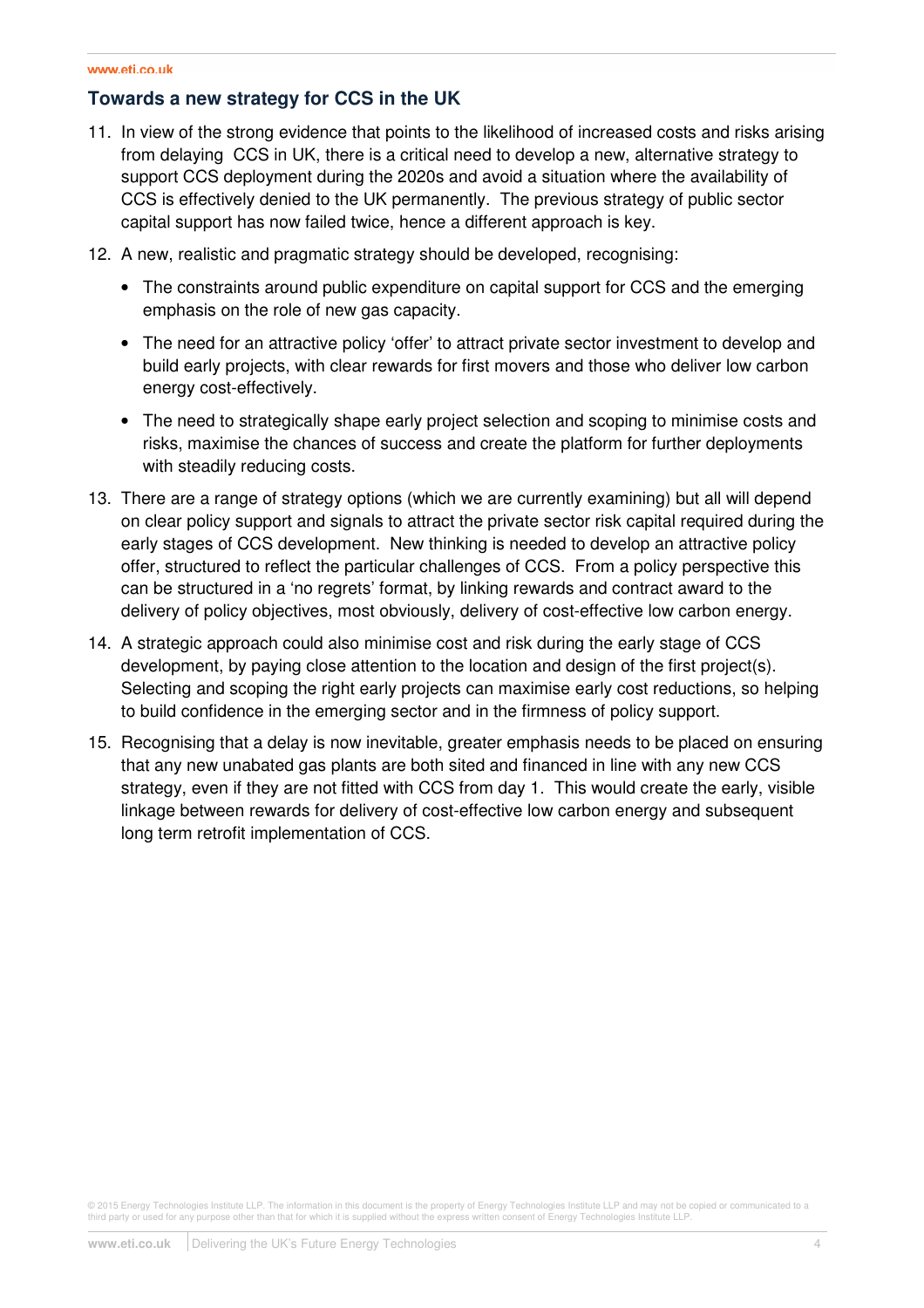## Towards a new strategy for CCS in the UK

11. In view of the strong evidence that points to the likelihood of increased costs and risks arising from delaying CCS in UK, there is a critical need to develop a new, alternative strategy to support CCS deployment during the 2020s and avoid a situation where the availability of CCS is effectively denied to the UK permanently. The previous strategy of public sector capital support has now failed twice, hence a different approach is key.

12. A new, realistic and pragmatic strategy should be developed, recognising:

    - The constraints around public expenditure on capital support for CCS and the emerging emphasis on the role of new gas capacity.
    - The need for an attractive policy 'offer' to attract private sector investment to develop and build early projects, with clear rewards for first movers and those who deliver low carbon energy cost-effectively.
    - The need to strategically shape early project selection and scoping to minimise costs and risks, maximise the chances of success and create the platform for further deployments with steadily reducing costs.

13. There are a range of strategy options (which we are currently examining) but all will depend on clear policy support and signals to attract the private sector risk capital required during the early stages of CCS development. New thinking is needed to develop an attractive policy offer, structured to reflect the particular challenges of CCS. From a policy perspective this can be structured in a 'no regrets' format, by linking rewards and contract award to the delivery of policy objectives, most obviously, delivery of cost-effective low carbon energy.

14. A strategic approach could also minimise cost and risk during the early stage of CCS development, by paying close attention to the location and design of the first project(s). Selecting and scoping the right early projects can maximise early cost reductions, so helping to build confidence in the emerging sector and in the firmness of policy support.

15. Recognising that a delay is now inevitable, greater emphasis needs to be placed on ensuring that any new unabated gas plants are both sited and financed in line with any new CCS strategy, even if they are not fitted with CCS from day 1. This would create the early, visible linkage between rewards for delivery of cost-effective low carbon energy and subsequent long term retrofit implementation of CCS.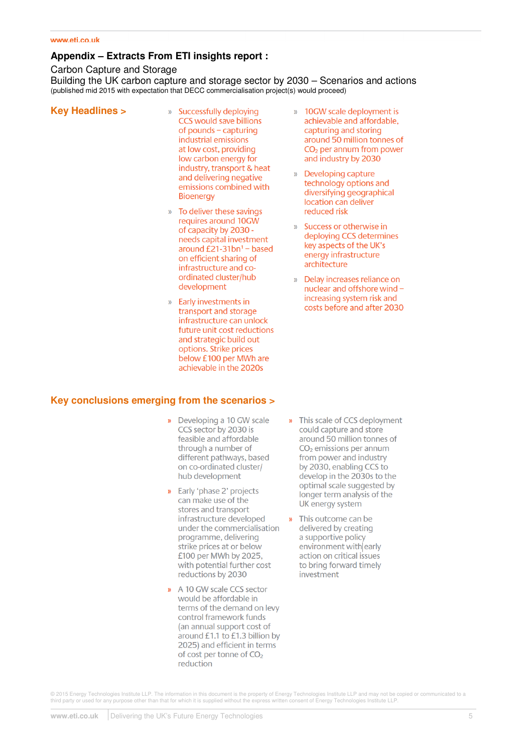## Appendix – Extracts From ETI insights report :

Carbon Capture and Storage
Building the UK carbon capture and storage sector by 2030 – Scenarios and actions
(published mid 2015 with expectation that DECC commercialisation project(s) would proceed)

### Key Headlines >

- Successfully deploying CCS would save billions of pounds – capturing industrial emissions at low cost, providing low carbon energy for industry, transport & heat and delivering negative emissions combined with Bioenergy
- To deliver these savings requires around 10GW of capacity by 2030 - needs capital investment around £21-31bn[1] – based on efficient sharing of infrastructure and co-ordinated cluster/hub development
- Early investments in transport and storage infrastructure can unlock future unit cost reductions and strategic build out options. Strike prices below £100 per MWh are achievable in the 2020s
- 10GW scale deployment is achievable and affordable, capturing and storing around 50 million tonnes of $CO_2$ per annum from power and industry by 2030
- Developing capture technology options and diversifying geographical location can deliver reduced risk
- Success or otherwise in deploying CCS determines key aspects of the UK's energy infrastructure architecture
- Delay increases reliance on nuclear and offshore wind – increasing system risk and costs before and after 2030

### Key conclusions emerging from the scenarios >

- Developing a 10 GW scale CCS sector by 2030 is feasible and affordable through a number of different pathways, based on co-ordinated cluster/hub development
- Early 'phase 2' projects can make use of the stores and transport infrastructure developed under the commercialisation programme, delivering strike prices at or below £100 per MWh by 2025, with potential further cost reductions by 2030
- A 10 GW scale CCS sector would be affordable in terms of the demand on levy control framework funds (an annual support cost of around £1.1 to £1.3 billion by 2025) and efficient in terms of cost per tonne of $CO_2$ reduction
- This scale of CCS deployment could capture and store around 50 million tonnes of $CO_2$ emissions per annum from power and industry by 2030, enabling CCS to develop in the 2030s to the optimal scale suggested by longer term analysis of the UK energy system
- This outcome can be delivered by creating a supportive policy environment with early action on critical issues to bring forward timely investment

© 2015 Energy Technologies Institute LLP. The information in this document is the property of Energy Technologies Institute LLP and may not be copied or communicated to a third party or used for any purpose other than that for which it is supplied without the express written consent of Energy Technologies Institute LLP.